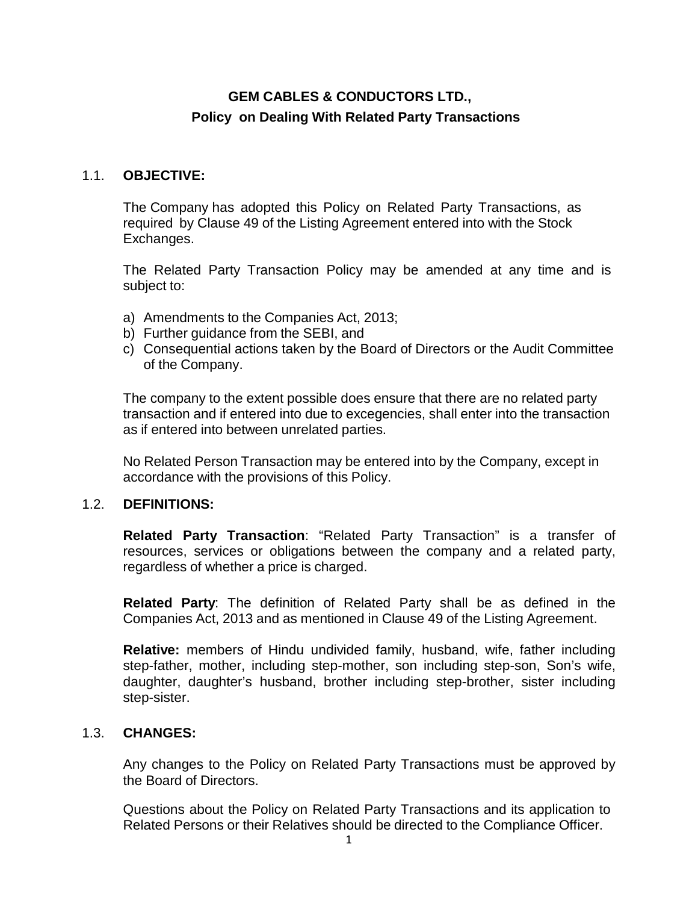# GEM CABLES & CONDUCTORS LTD.,

## Policy on Dealing With Related Party Transactions

### 1.1. OBJECTIVE:

The Company has adopted this Policy on Related Party Transactions, as required by Clause 49 of the Listing Agreement entered into with the Stock Exchanges.

The Related Party Transaction Policy may be amended at any time and is subject to:

a) Amendments to the Companies Act, 2013;
b) Further guidance from the SEBI, and
c) Consequential actions taken by the Board of Directors or the Audit Committee of the Company.

The company to the extent possible does ensure that there are no related party transaction and if entered into due to excegencies, shall enter into the transaction as if entered into between unrelated parties.

No Related Person Transaction may be entered into by the Company, except in accordance with the provisions of this Policy.

### 1.2. DEFINITIONS:

**Related Party Transaction**: "Related Party Transaction" is a transfer of resources, services or obligations between the company and a related party, regardless of whether a price is charged.

**Related Party**: The definition of Related Party shall be as defined in the Companies Act, 2013 and as mentioned in Clause 49 of the Listing Agreement.

**Relative:** members of Hindu undivided family, husband, wife, father including step-father, mother, including step-mother, son including step-son, Son's wife, daughter, daughter's husband, brother including step-brother, sister including step-sister.

### 1.3. CHANGES:

Any changes to the Policy on Related Party Transactions must be approved by the Board of Directors.

Questions about the Policy on Related Party Transactions and its application to Related Persons or their Relatives should be directed to the Compliance Officer.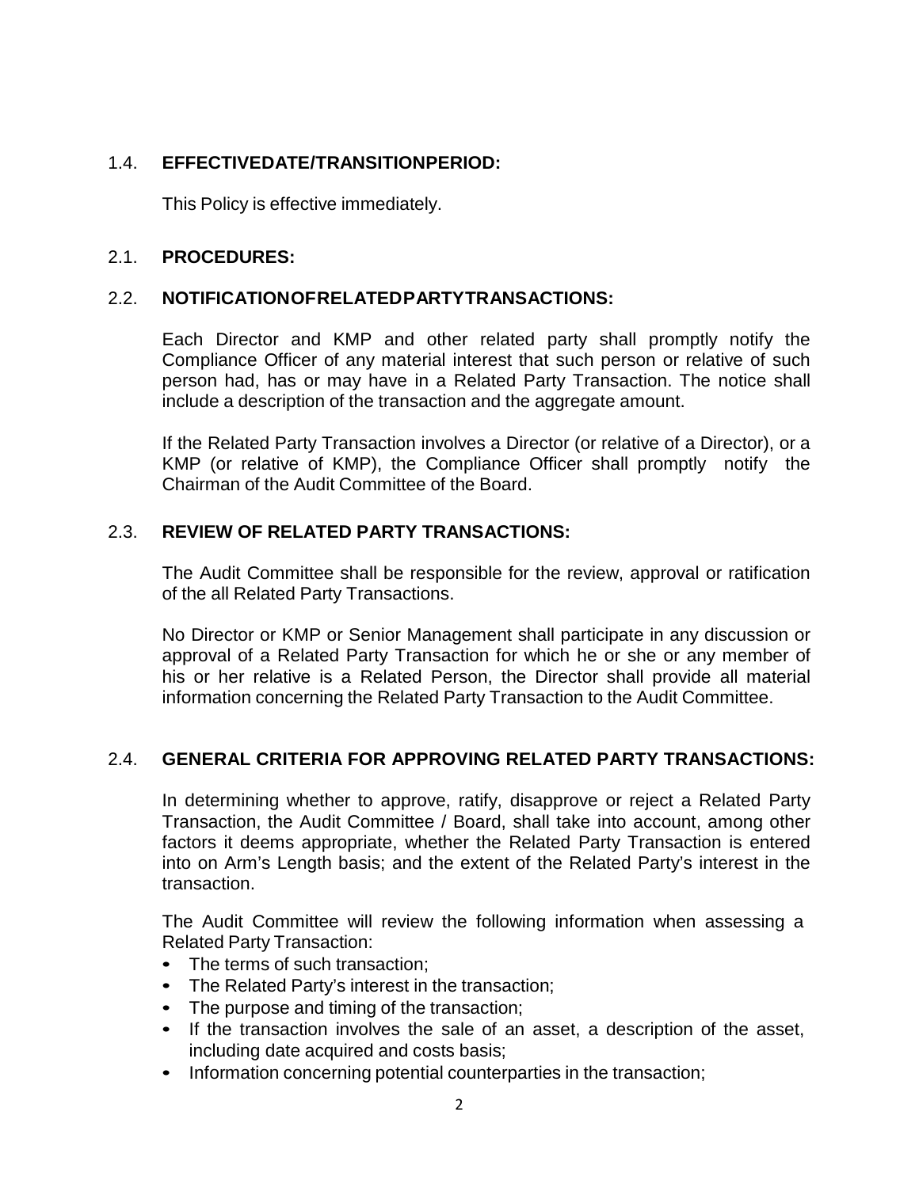### 1.4. **EFFECTIVEDATE/TRANSITIONPERIOD:**

This Policy is effective immediately.

### 2.1. **PROCEDURES:**

### 2.2. **NOTIFICATIONOFRELATEDPARTYTRANSACTIONS:**

Each Director and KMP and other related party shall promptly notify the Compliance Officer of any material interest that such person or relative of such person had, has or may have in a Related Party Transaction. The notice shall include a description of the transaction and the aggregate amount.

If the Related Party Transaction involves a Director (or relative of a Director), or a KMP (or relative of KMP), the Compliance Officer shall promptly notify the Chairman of the Audit Committee of the Board.

### 2.3. **REVIEW OF RELATED PARTY TRANSACTIONS:**

The Audit Committee shall be responsible for the review, approval or ratification of the all Related Party Transactions.

No Director or KMP or Senior Management shall participate in any discussion or approval of a Related Party Transaction for which he or she or any member of his or her relative is a Related Person, the Director shall provide all material information concerning the Related Party Transaction to the Audit Committee.

### 2.4. **GENERAL CRITERIA FOR APPROVING RELATED PARTY TRANSACTIONS:**

In determining whether to approve, ratify, disapprove or reject a Related Party Transaction, the Audit Committee / Board, shall take into account, among other factors it deems appropriate, whether the Related Party Transaction is entered into on Arm's Length basis; and the extent of the Related Party's interest in the transaction.

The Audit Committee will review the following information when assessing a Related Party Transaction:

- The terms of such transaction;
- The Related Party's interest in the transaction;
- The purpose and timing of the transaction;
- If the transaction involves the sale of an asset, a description of the asset, including date acquired and costs basis;
- Information concerning potential counterparties in the transaction;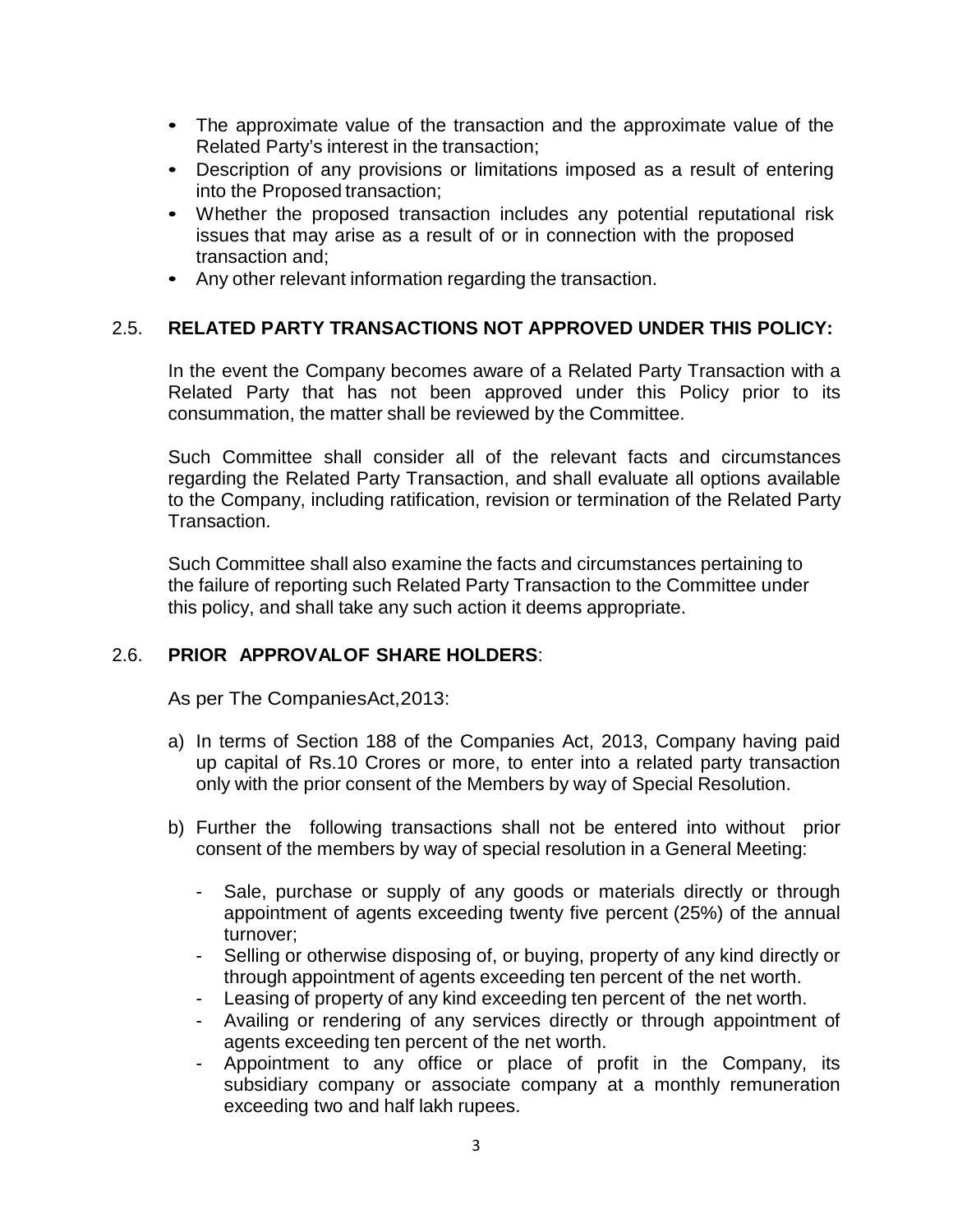- The approximate value of the transaction and the approximate value of the Related Party's interest in the transaction;
- Description of any provisions or limitations imposed as a result of entering into the Proposed transaction;
- Whether the proposed transaction includes any potential reputational risk issues that may arise as a result of or in connection with the proposed transaction and;
- Any other relevant information regarding the transaction.

### 2.5. RELATED PARTY TRANSACTIONS NOT APPROVED UNDER THIS POLICY:

In the event the Company becomes aware of a Related Party Transaction with a Related Party that has not been approved under this Policy prior to its consummation, the matter shall be reviewed by the Committee.

Such Committee shall consider all of the relevant facts and circumstances regarding the Related Party Transaction, and shall evaluate all options available to the Company, including ratification, revision or termination of the Related Party Transaction.

Such Committee shall also examine the facts and circumstances pertaining to the failure of reporting such Related Party Transaction to the Committee under this policy, and shall take any such action it deems appropriate.

### 2.6. PRIOR APPROVALOF SHARE HOLDERS:

As per The CompaniesAct,2013:

a) In terms of Section 188 of the Companies Act, 2013, Company having paid up capital of Rs.10 Crores or more, to enter into a related party transaction only with the prior consent of the Members by way of Special Resolution.

b) Further the following transactions shall not be entered into without prior consent of the members by way of special resolution in a General Meeting:

   - Sale, purchase or supply of any goods or materials directly or through appointment of agents exceeding twenty five percent (25%) of the annual turnover;
   - Selling or otherwise disposing of, or buying, property of any kind directly or through appointment of agents exceeding ten percent of the net worth.
   - Leasing of property of any kind exceeding ten percent of the net worth.
   - Availing or rendering of any services directly or through appointment of agents exceeding ten percent of the net worth.
   - Appointment to any office or place of profit in the Company, its subsidiary company or associate company at a monthly remuneration exceeding two and half lakh rupees.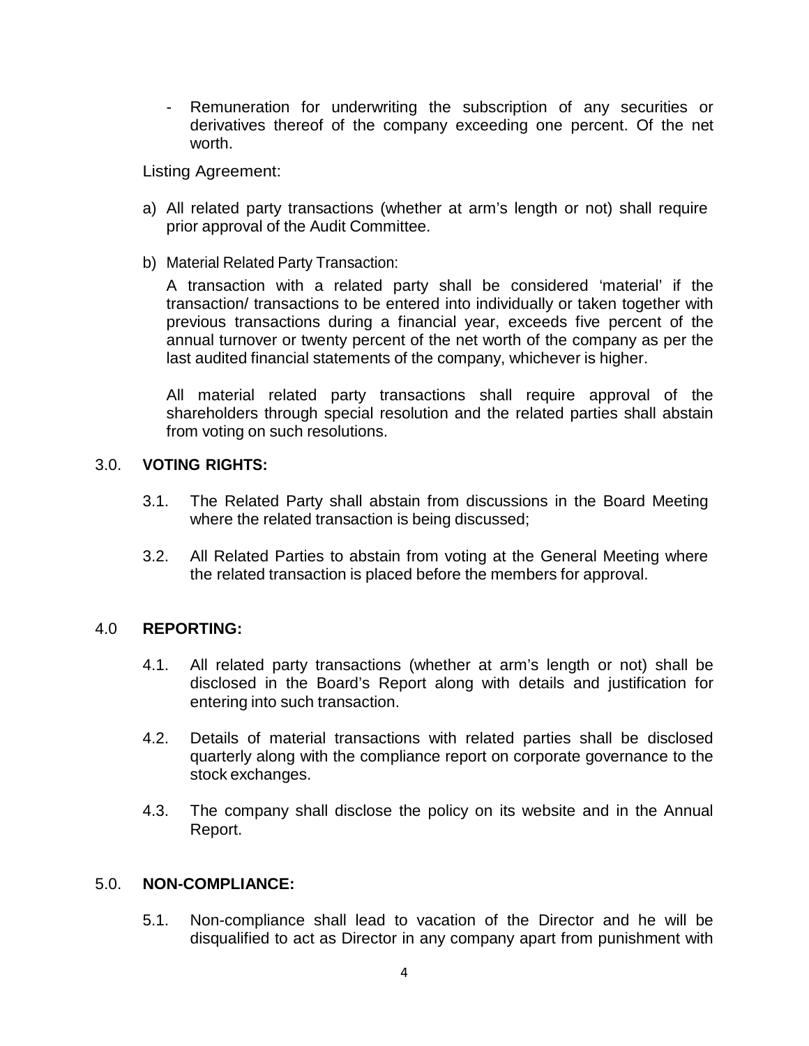- Remuneration for underwriting the subscription of any securities or derivatives thereof of the company exceeding one percent. Of the net worth.

Listing Agreement:

a) All related party transactions (whether at arm's length or not) shall require prior approval of the Audit Committee.

b) Material Related Party Transaction:

   A transaction with a related party shall be considered 'material' if the transaction/ transactions to be entered into individually or taken together with previous transactions during a financial year, exceeds five percent of the annual turnover or twenty percent of the net worth of the company as per the last audited financial statements of the company, whichever is higher.

   All material related party transactions shall require approval of the shareholders through special resolution and the related parties shall abstain from voting on such resolutions.

## 3.0. VOTING RIGHTS:

3.1. The Related Party shall abstain from discussions in the Board Meeting where the related transaction is being discussed;

3.2. All Related Parties to abstain from voting at the General Meeting where the related transaction is placed before the members for approval.

## 4.0 REPORTING:

4.1. All related party transactions (whether at arm's length or not) shall be disclosed in the Board's Report along with details and justification for entering into such transaction.

4.2. Details of material transactions with related parties shall be disclosed quarterly along with the compliance report on corporate governance to the stock exchanges.

4.3. The company shall disclose the policy on its website and in the Annual Report.

## 5.0. NON-COMPLIANCE:

5.1. Non-compliance shall lead to vacation of the Director and he will be disqualified to act as Director in any company apart from punishment with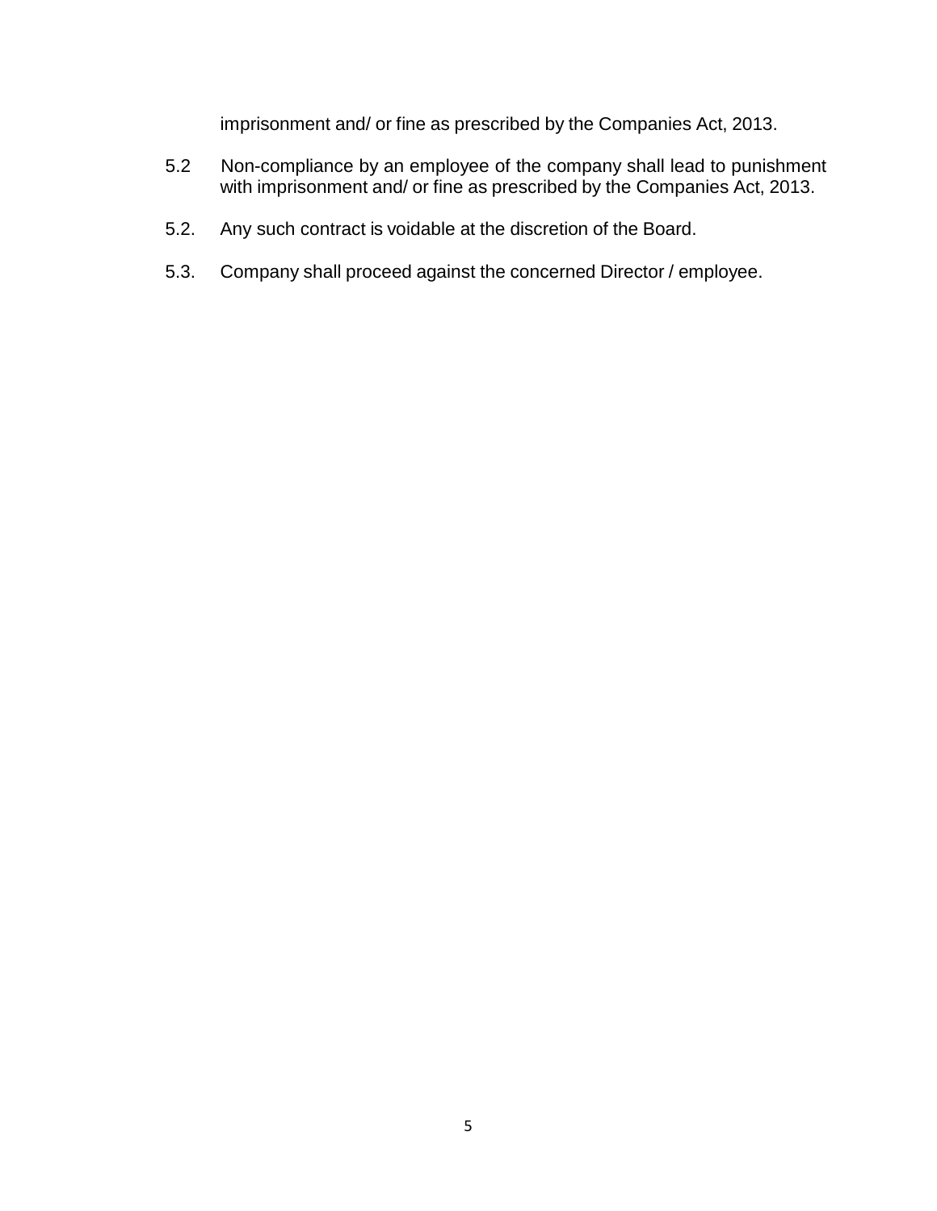imprisonment and/ or fine as prescribed by the Companies Act, 2013.

5.2 Non-compliance by an employee of the company shall lead to punishment with imprisonment and/ or fine as prescribed by the Companies Act, 2013.

5.2. Any such contract is voidable at the discretion of the Board.

5.3. Company shall proceed against the concerned Director / employee.